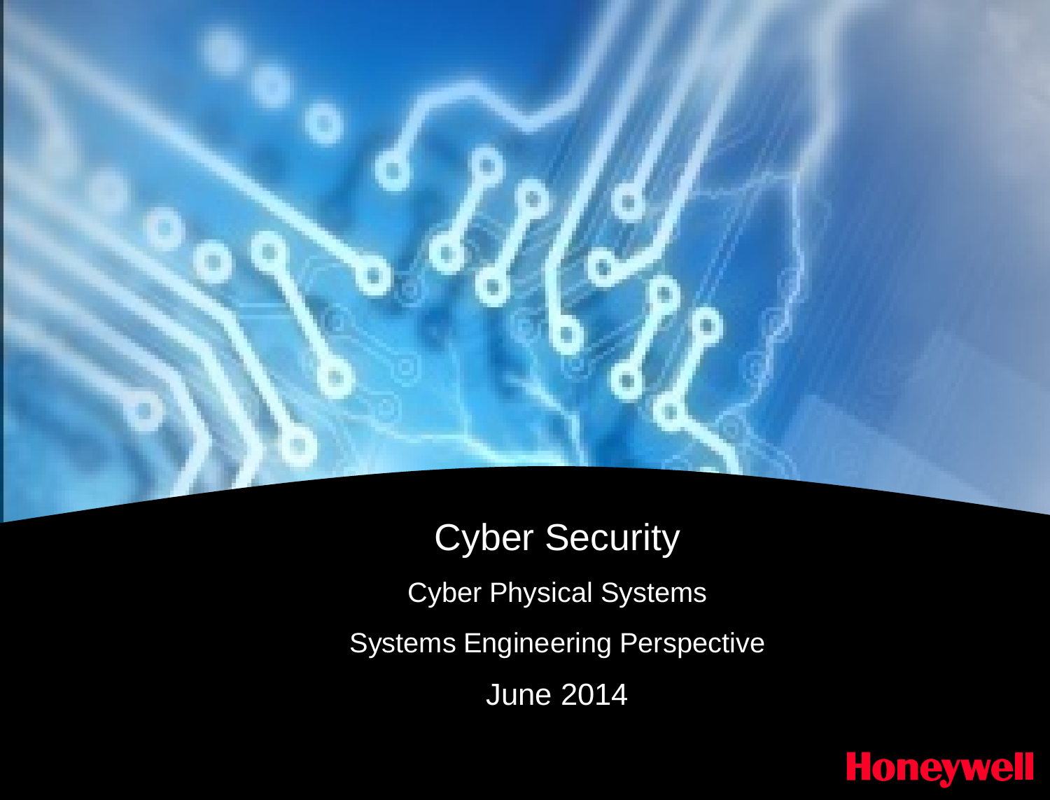# Cyber Security

Cyber Physical Systems

Systems Engineering Perspective

June 2014

Honeywell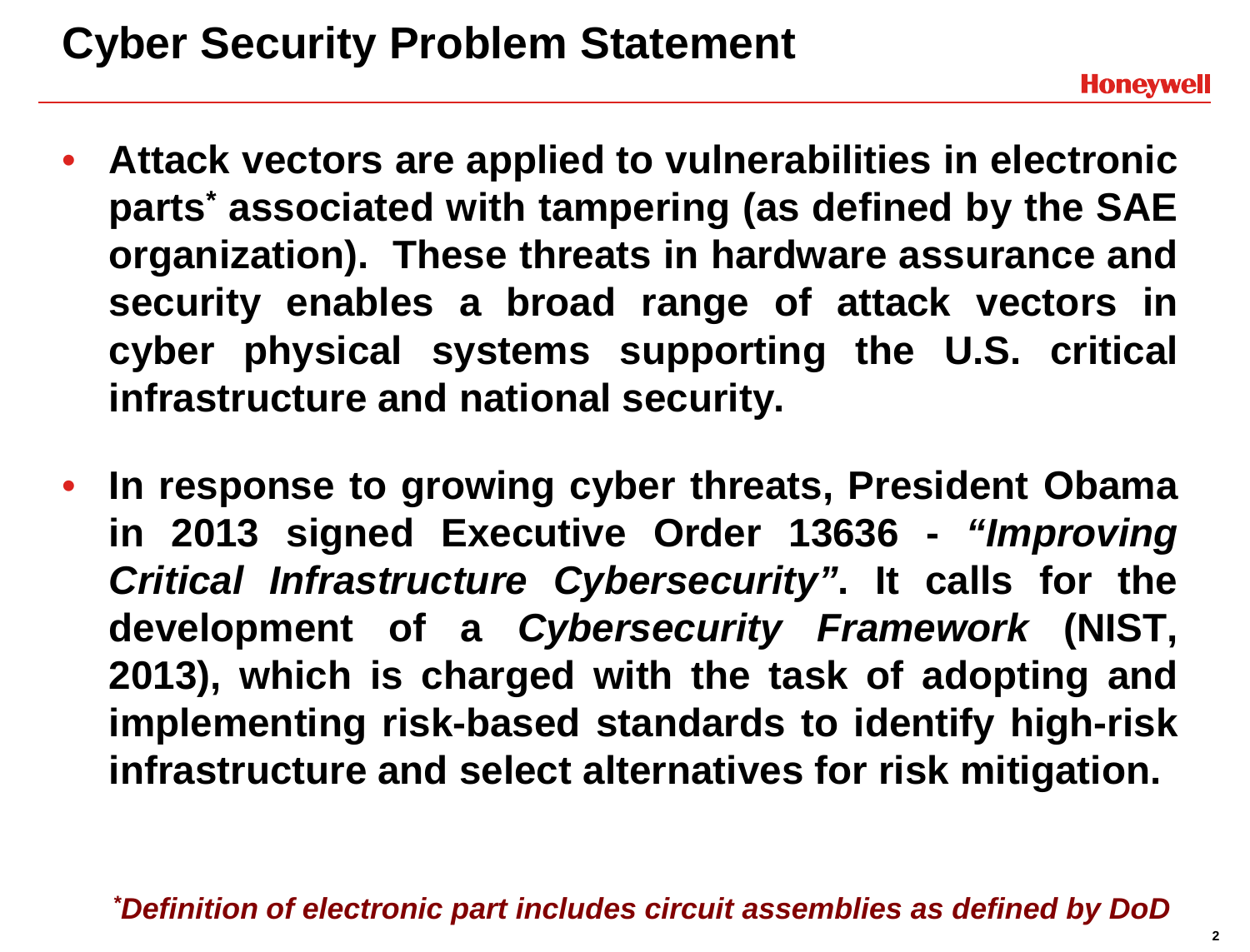# Cyber Security Problem Statement

- **Attack vectors are applied to vulnerabilities in electronic parts[*] associated with tampering (as defined by the SAE organization). These threats in hardware assurance and security enables a broad range of attack vectors in cyber physical systems supporting the U.S. critical infrastructure and national security.**

- **In response to growing cyber threats, President Obama in 2013 signed Executive Order 13636 - *"Improving Critical Infrastructure Cybersecurity"*. It calls for the development of a *Cybersecurity Framework* (NIST, 2013), which is charged with the task of adopting and implementing risk-based standards to identify high-risk infrastructure and select alternatives for risk mitigation.**

***Definition of electronic part includes circuit assemblies as defined by DoD***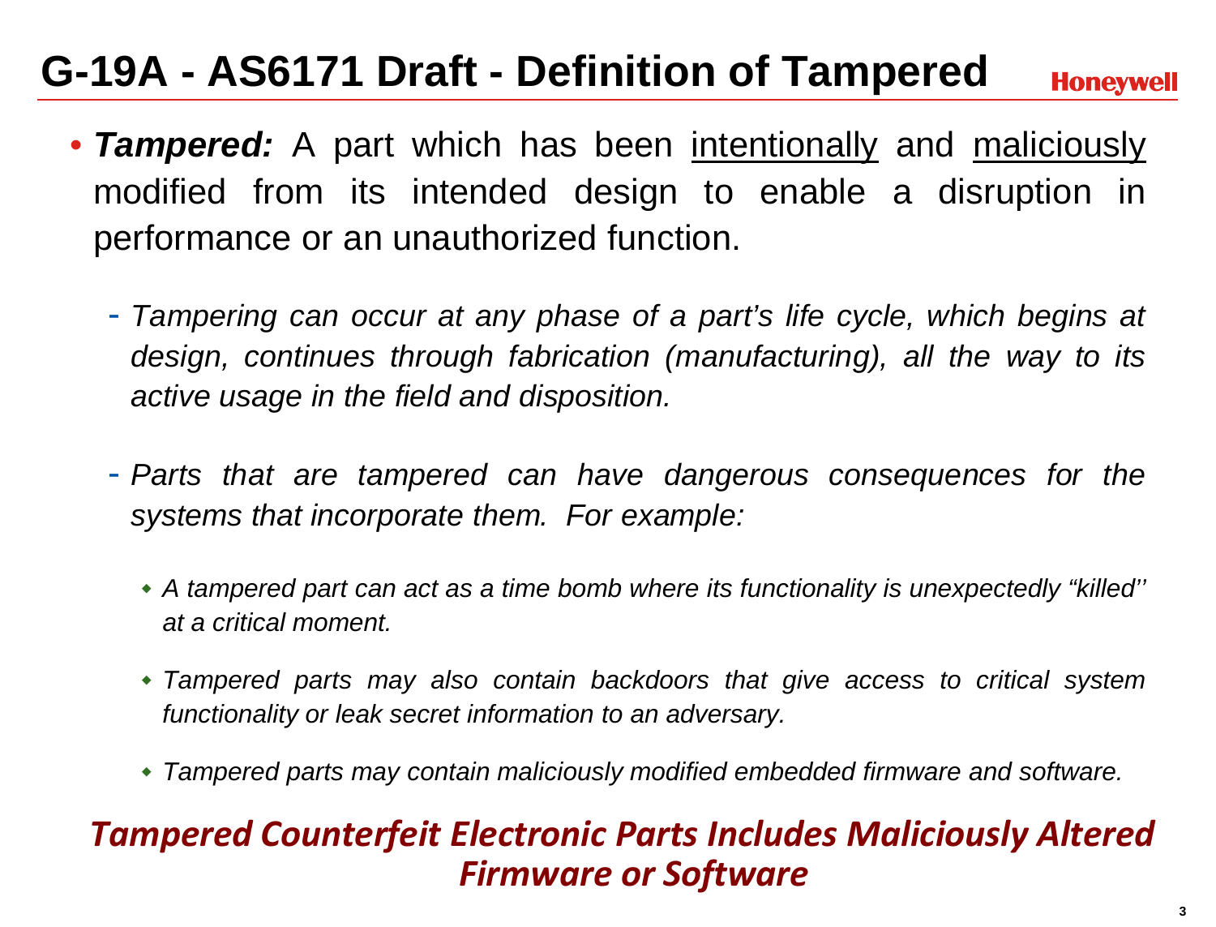# G-19A - AS6171 Draft - Definition of Tampered

- ***Tampered:*** A part which has been <u>intentionally</u> and <u>maliciously</u> modified from its intended design to enable a disruption in performance or an unauthorized function.
  - *Tampering can occur at any phase of a part's life cycle, which begins at design, continues through fabrication (manufacturing), all the way to its active usage in the field and disposition.*
  - *Parts that are tampered can have dangerous consequences for the systems that incorporate them. For example:*
    - *A tampered part can act as a time bomb where its functionality is unexpectedly "killed'' at a critical moment.*
    - *Tampered parts may also contain backdoors that give access to critical system functionality or leak secret information to an adversary.*
    - *Tampered parts may contain maliciously modified embedded firmware and software.*

***Tampered Counterfeit Electronic Parts Includes Maliciously Altered Firmware or Software***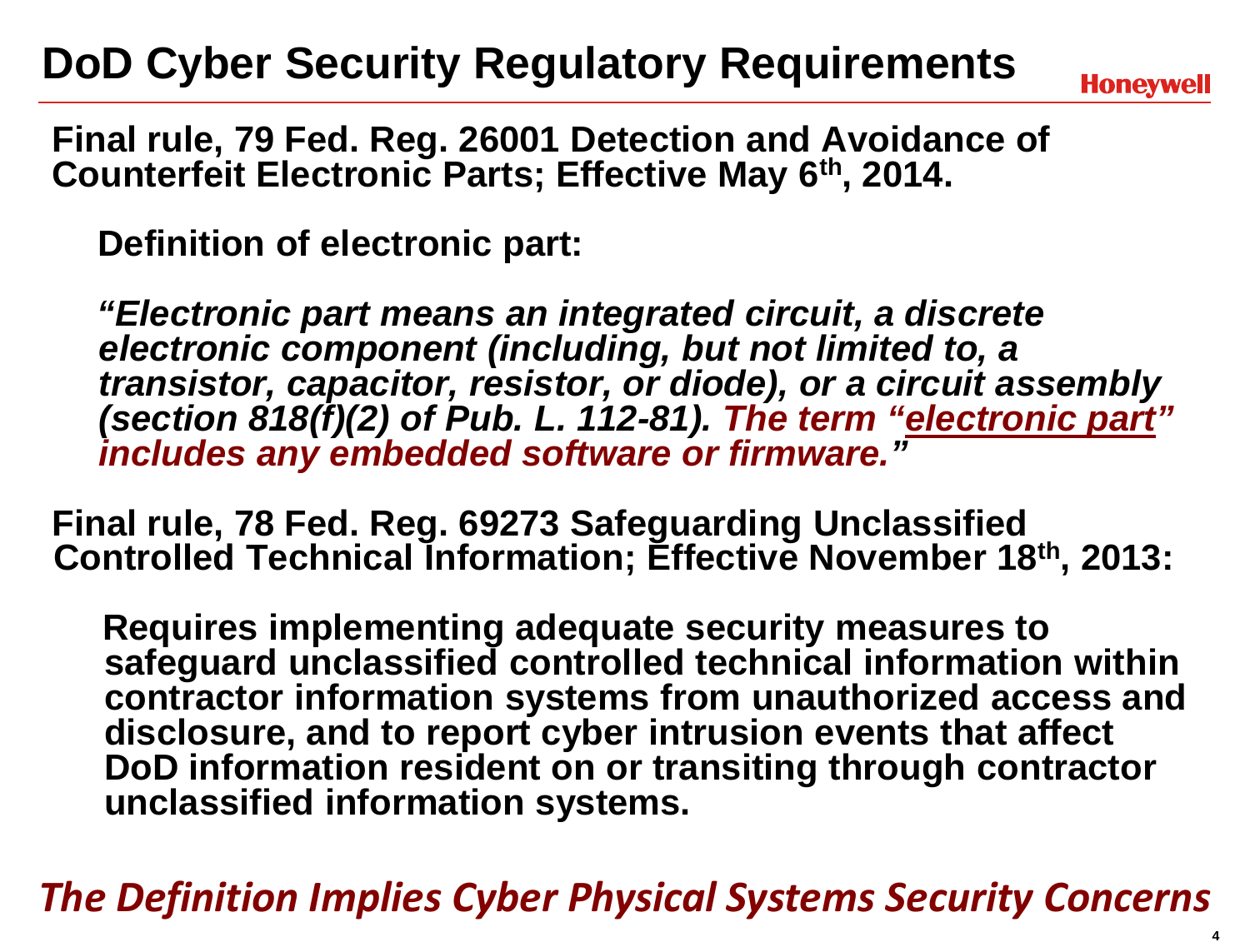# DoD Cyber Security Regulatory Requirements

**Final rule, 79 Fed. Reg. 26001 Detection and Avoidance of Counterfeit Electronic Parts; Effective May 6th, 2014.**

**Definition of electronic part:**

***"Electronic part means an integrated circuit, a discrete electronic component (including, but not limited to, a transistor, capacitor, resistor, or diode), or a circuit assembly (section 818(f)(2) of Pub. L. 112-81). The term "electronic part" includes any embedded software or firmware."***

**Final rule, 78 Fed. Reg. 69273 Safeguarding Unclassified Controlled Technical Information; Effective November 18th, 2013:**

**Requires implementing adequate security measures to safeguard unclassified controlled technical information within contractor information systems from unauthorized access and disclosure, and to report cyber intrusion events that affect DoD information resident on or transiting through contractor unclassified information systems.**

***The Definition Implies Cyber Physical Systems Security Concerns***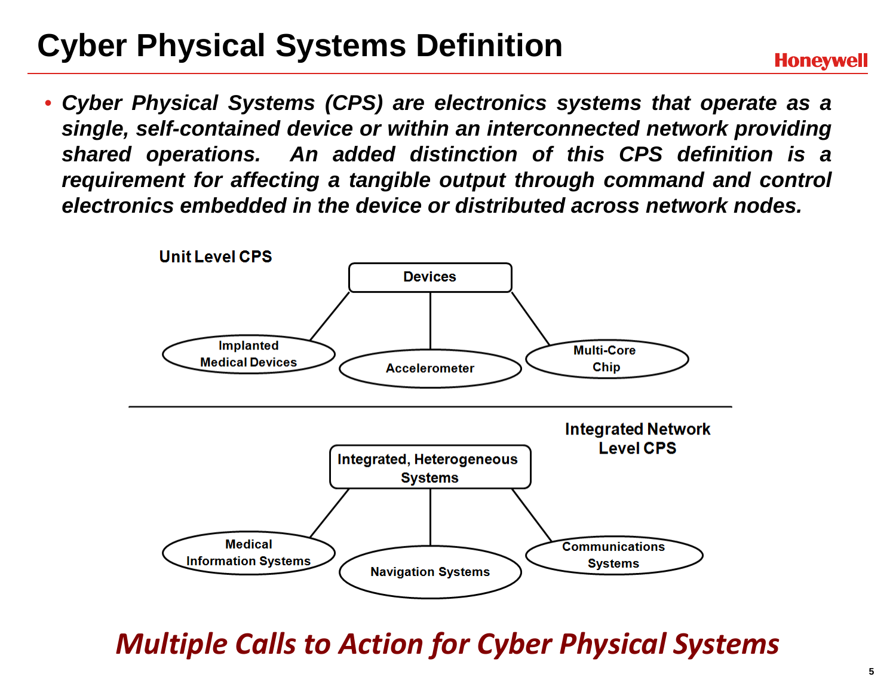# Cyber Physical Systems Definition

- ***Cyber Physical Systems (CPS) are electronics systems that operate as a single, self-contained device or within an interconnected network providing shared operations. An added distinction of this CPS definition is a requirement for affecting a tangible output through command and control electronics embedded in the device or distributed across network nodes.***

**Unit Level CPS**

**Devices**

- **Implanted Medical Devices**
- **Accelerometer**
- **Multi-Core Chip**

**Integrated Network Level CPS**

**Integrated, Heterogeneous Systems**

- **Medical Information Systems**
- **Navigation Systems**
- **Communications Systems**

***Multiple Calls to Action for Cyber Physical Systems***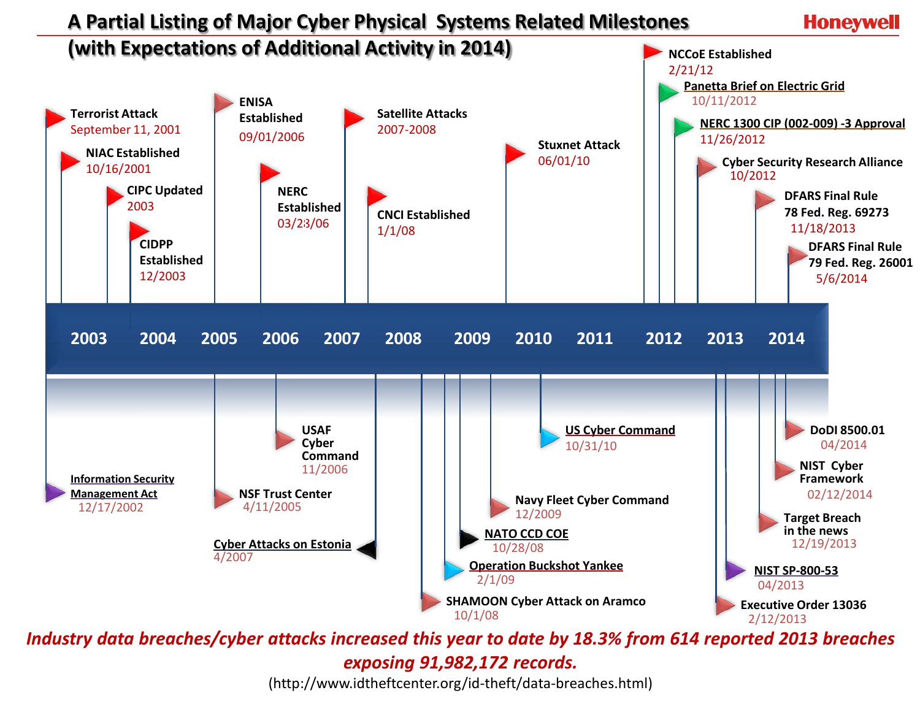# A Partial Listing of Major Cyber Physical Systems Related Milestones (with Expectations of Additional Activity in 2014)

Honeywell

**Timeline: 2003 – 2014**

**Above the timeline:**

- **Terrorist Attack** – September 11, 2001
- **NIAC Established** – 10/16/2001
- **CIPC Updated** – 2003
- **CIDPP Established** – 12/2003
- **ENISA Established** – 09/01/2006
- **NERC Established** – 03/28/06
- **Satellite Attacks** – 2007-2008
- **CNCI Established** – 1/1/08
- **Stuxnet Attack** – 06/01/10
- **NCCoE Established** – 2/21/12
- **Panetta Brief on Electric Grid** – 10/11/2012
- **NERC 1300 CIP (002-009) -3 Approval** – 11/26/2012
- **Cyber Security Research Alliance** – 10/2012
- **DFARS Final Rule 78 Fed. Reg. 69273** – 11/18/2013
- **DFARS Final Rule 79 Fed. Reg. 26001** – 5/6/2014

**Below the timeline:**

- **Information Security Management Act** – 12/17/2002
- **NSF Trust Center** – 4/11/2005
- **USAF Cyber Command** – 11/2006
- **Cyber Attacks on Estonia** – 4/2007
- **SHAMOON Cyber Attack on Aramco** – 10/1/08
- **Operation Buckshot Yankee** – 2/1/09
- **NATO CCD COE** – 10/28/08
- **Navy Fleet Cyber Command** – 12/2009
- **US Cyber Command** – 10/31/10
- **Executive Order 13036** – 2/12/2013
- **NIST SP-800-53** – 04/2013
- **Target Breach in the news** – 12/19/2013
- **NIST Cyber Framework** – 02/12/2014
- **DoDI 8500.01** – 04/2014

***Industry data breaches/cyber attacks increased this year to date by 18.3% from 614 reported 2013 breaches exposing 91,982,172 records.***

(http://www.idtheftcenter.org/id-theft/data-breaches.html)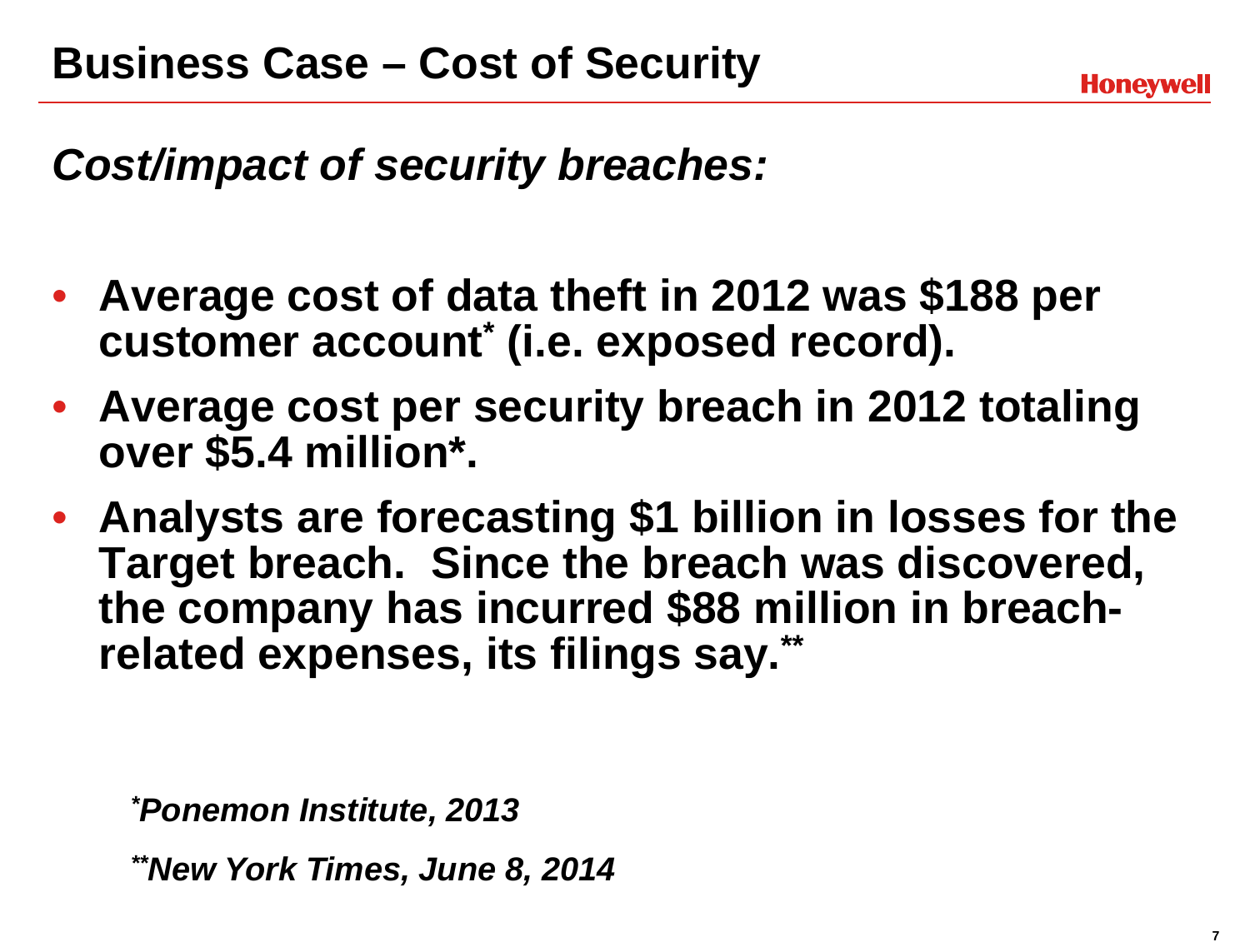# Business Case – Cost of Security

Honeywell

*Cost/impact of security breaches:*

- **Average cost of data theft in 2012 was $188 per customer account[*] (i.e. exposed record).**
- **Average cost per security breach in 2012 totaling over $5.4 million*.**
- **Analysts are forecasting $1 billion in losses for the Target breach. Since the breach was discovered, the company has incurred $88 million in breach-related expenses, its filings say.[**]**

*[*]Ponemon Institute, 2013*

*[**]New York Times, June 8, 2014*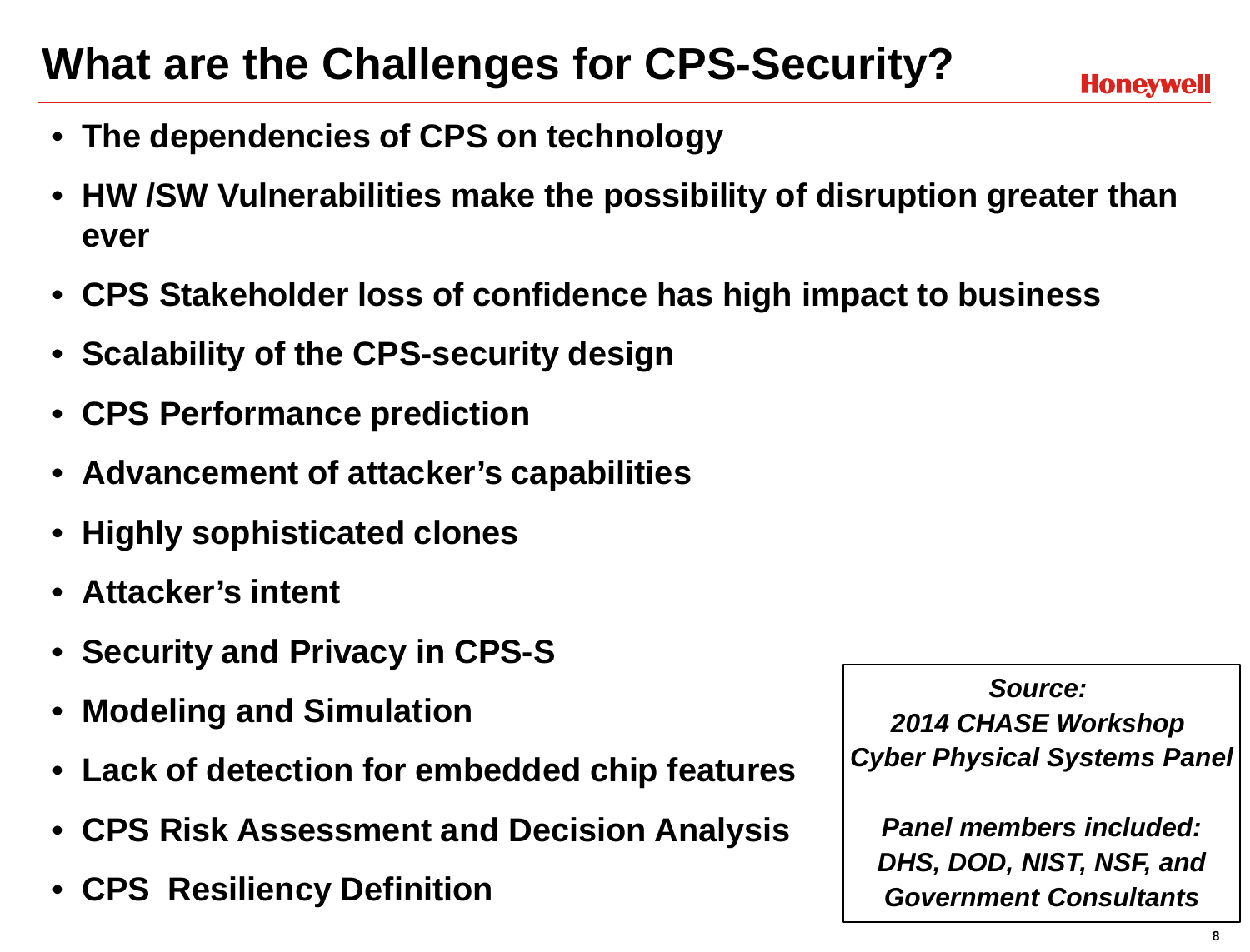# What are the Challenges for CPS-Security?

- **The dependencies of CPS on technology**
- **HW /SW Vulnerabilities make the possibility of disruption greater than ever**
- **CPS Stakeholder loss of confidence has high impact to business**
- **Scalability of the CPS-security design**
- **CPS Performance prediction**
- **Advancement of attacker's capabilities**
- **Highly sophisticated clones**
- **Attacker's intent**
- **Security and Privacy in CPS-S**
- **Modeling and Simulation**
- **Lack of detection for embedded chip features**
- **CPS Risk Assessment and Decision Analysis**
- **CPS  Resiliency Definition**

***Source:***
***2014 CHASE Workshop***
***Cyber Physical Systems Panel***

***Panel members included:***
***DHS, DOD, NIST, NSF, and Government Consultants***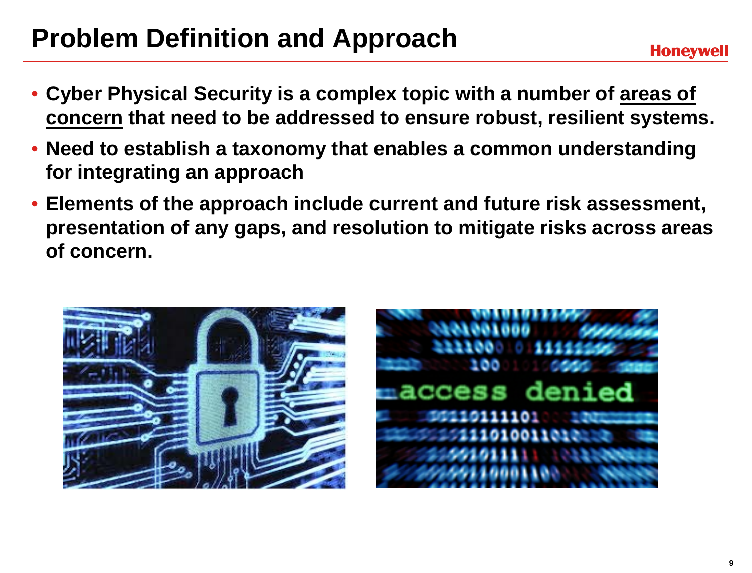# Problem Definition and Approach

- **Cyber Physical Security is a complex topic with a number of areas of concern that need to be addressed to ensure robust, resilient systems.**
- **Need to establish a taxonomy that enables a common understanding for integrating an approach**
- **Elements of the approach include current and future risk assessment, presentation of any gaps, and resolution to mitigate risks across areas of concern.**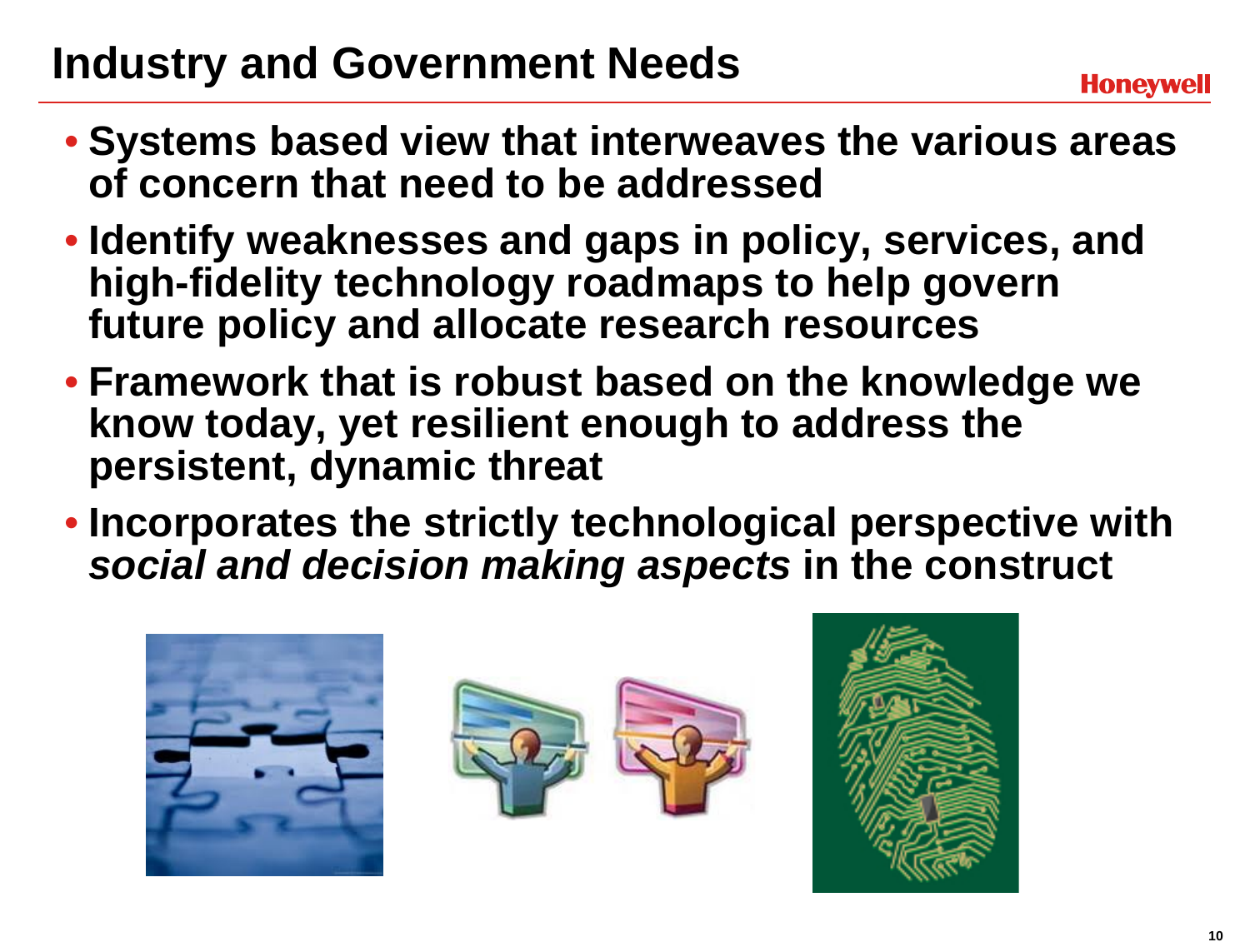# Industry and Government Needs

- **Systems based view that interweaves the various areas of concern that need to be addressed**
- **Identify weaknesses and gaps in policy, services, and high-fidelity technology roadmaps to help govern future policy and allocate research resources**
- **Framework that is robust based on the knowledge we know today, yet resilient enough to address the persistent, dynamic threat**
- **Incorporates the strictly technological perspective with *social and decision making aspects* in the construct**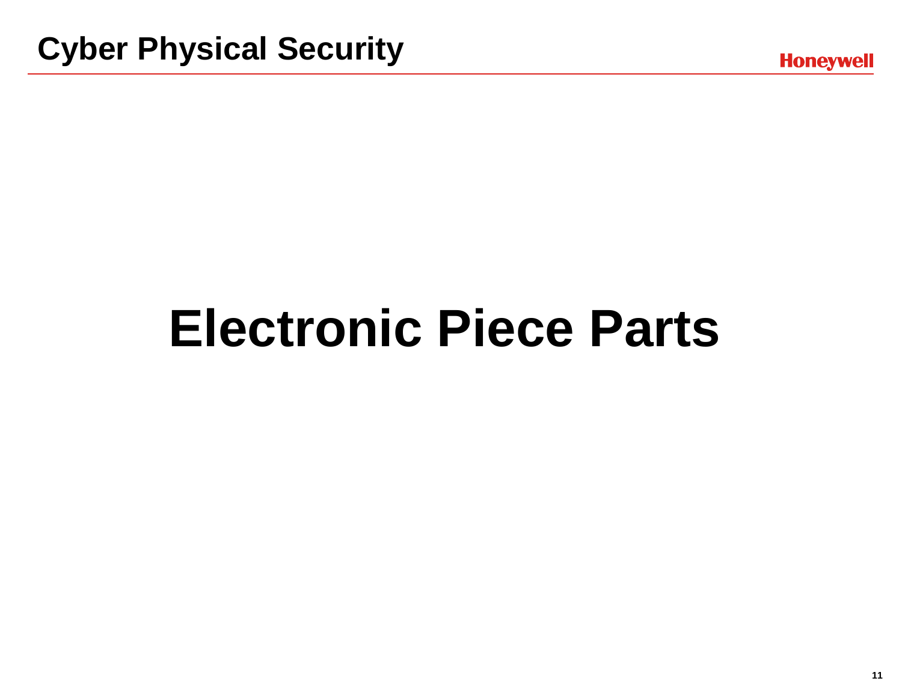# Electronic Piece Parts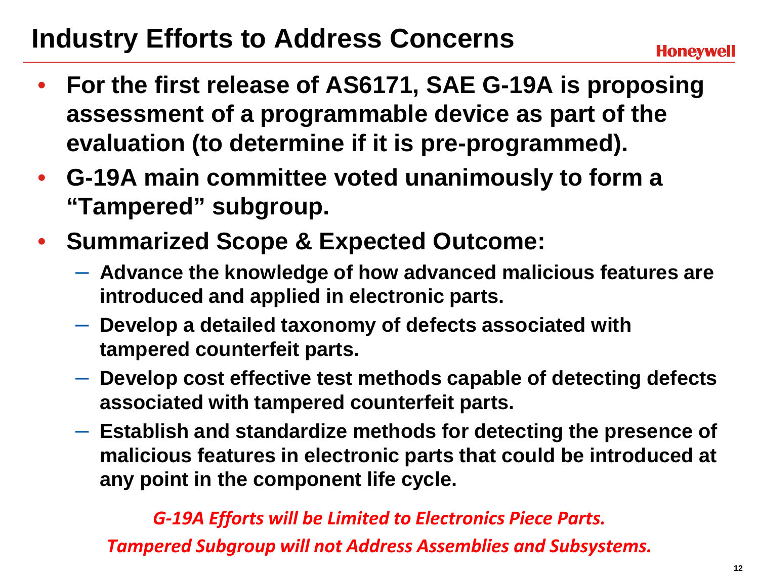# Industry Efforts to Address Concerns

- **For the first release of AS6171, SAE G-19A is proposing assessment of a programmable device as part of the evaluation (to determine if it is pre-programmed).**
- **G-19A main committee voted unanimously to form a "Tampered" subgroup.**
- **Summarized Scope & Expected Outcome:**
  - **Advance the knowledge of how advanced malicious features are introduced and applied in electronic parts.**
  - **Develop a detailed taxonomy of defects associated with tampered counterfeit parts.**
  - **Develop cost effective test methods capable of detecting defects associated with tampered counterfeit parts.**
  - **Establish and standardize methods for detecting the presence of malicious features in electronic parts that could be introduced at any point in the component life cycle.**

***G-19A Efforts will be Limited to Electronics Piece Parts.***

***Tampered Subgroup will not Address Assemblies and Subsystems.***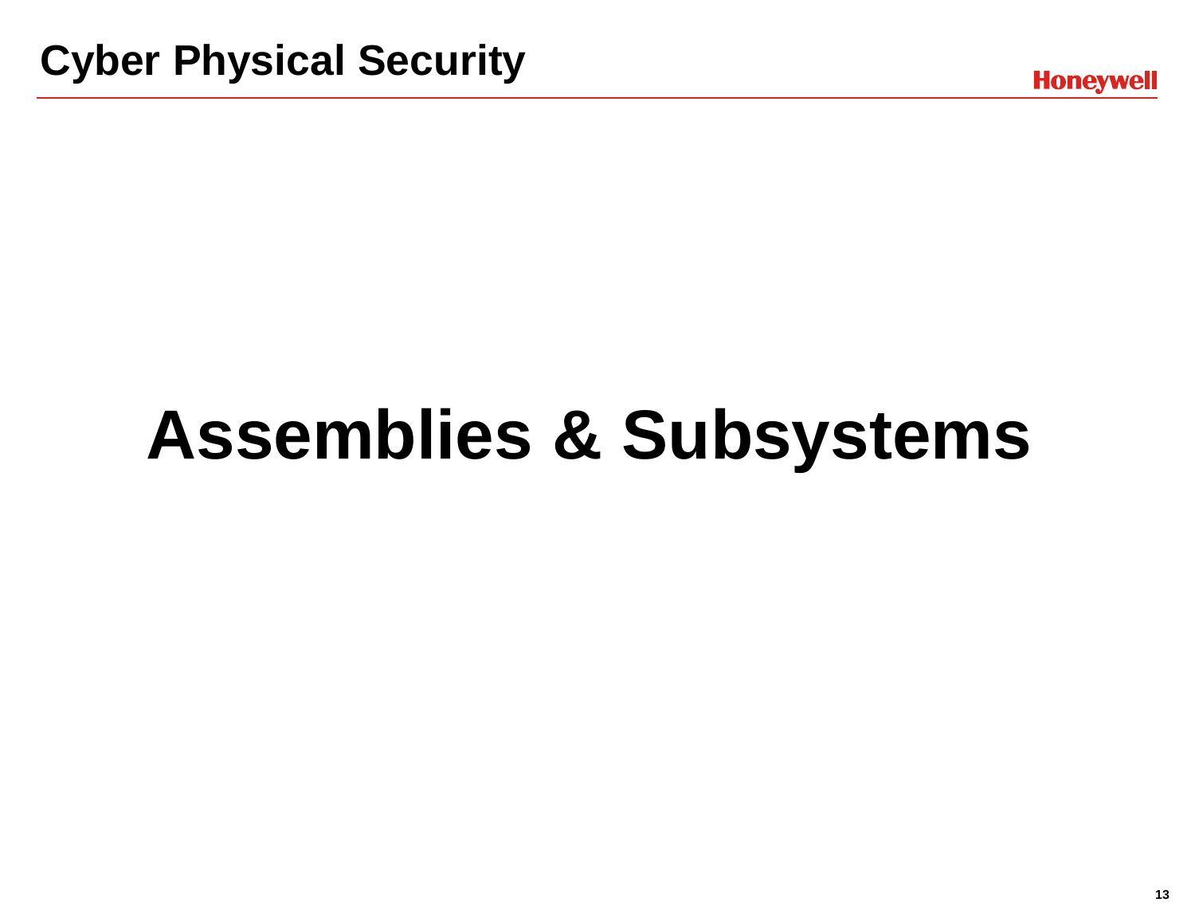# Assemblies & Subsystems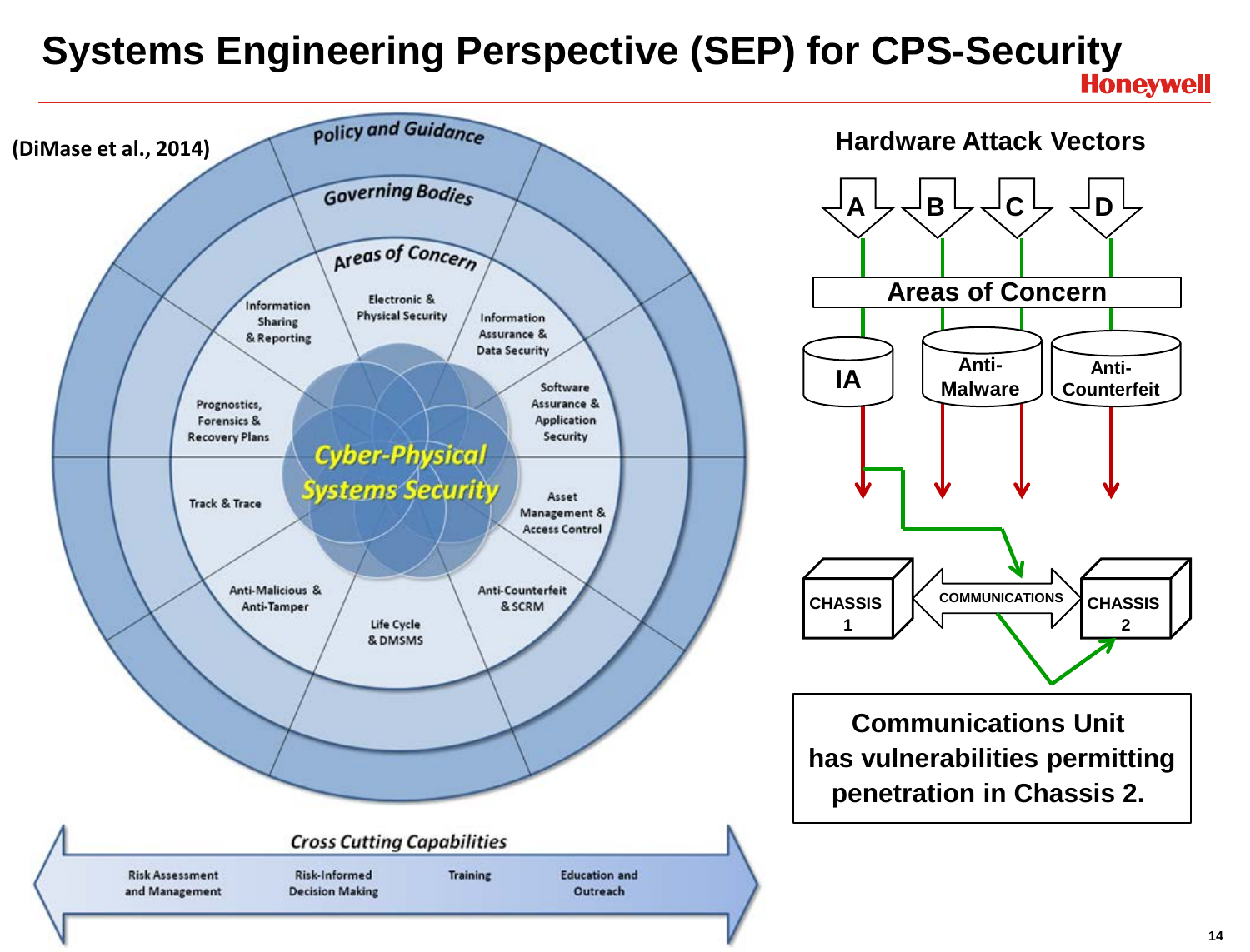# Systems Engineering Perspective (SEP) for CPS-Security

(DiMase et al., 2014)

Policy and Guidance

Governing Bodies

Areas of Concern

- Information Sharing & Reporting
- Electronic & Physical Security
- Information Assurance & Data Security
- Software Assurance & Application Security
- Asset Management & Access Control
- Anti-Counterfeit & SCRM
- Life Cycle & DMSMS
- Anti-Malicious & Anti-Tamper
- Track & Trace
- Prognostics, Forensics & Recovery Plans

Cyber-Physical Systems Security

*Cross Cutting Capabilities*

- Risk Assessment and Management
- Risk-Informed Decision Making
- Training
- Education and Outreach

## Hardware Attack Vectors

A B C D

Areas of Concern

IA | Anti-Malware | Anti-Counterfeit

CHASSIS 1 | COMMUNICATIONS | CHASSIS 2

Communications Unit has vulnerabilities permitting penetration in Chassis 2.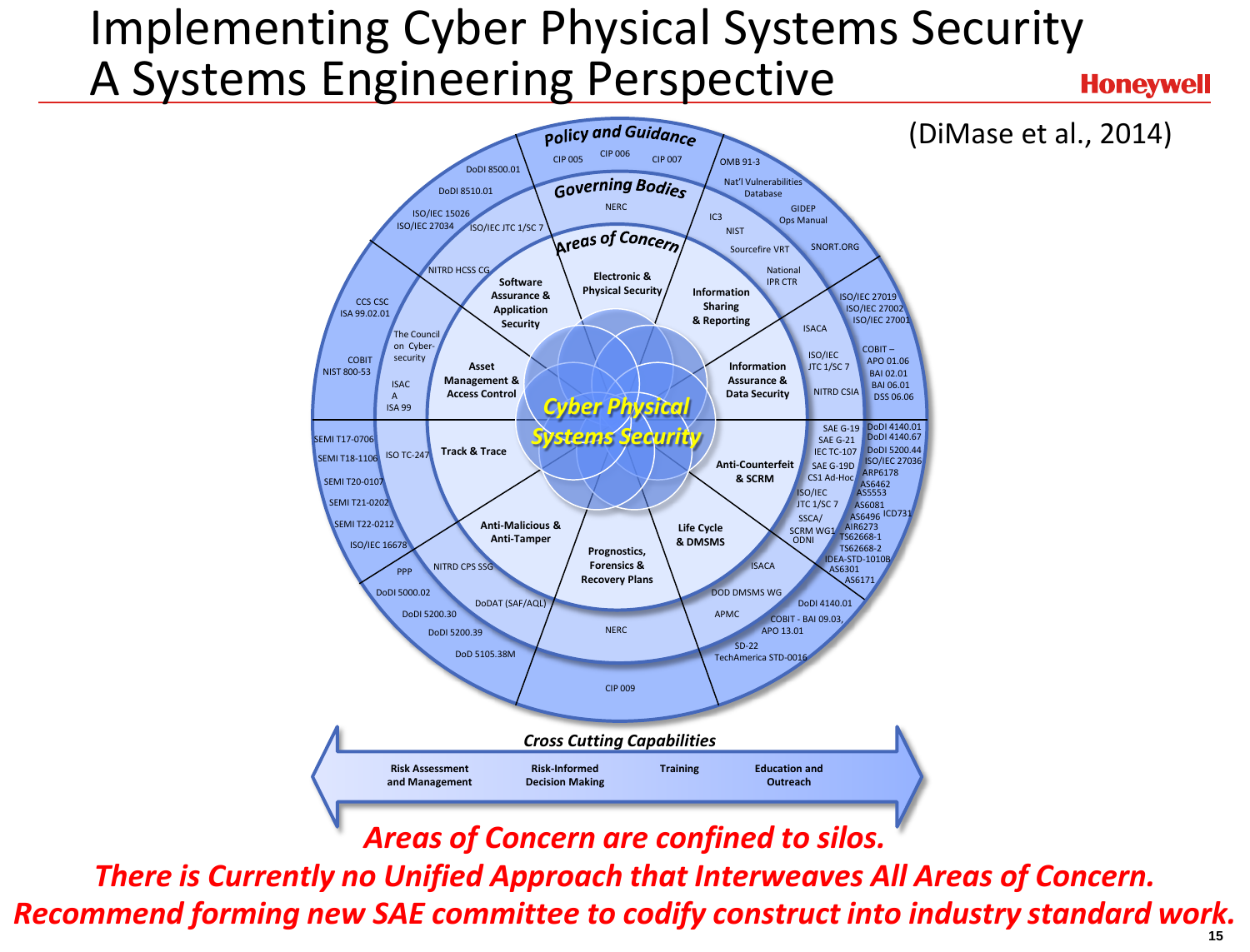# Implementing Cyber Physical Systems Security A Systems Engineering Perspective

(DiMase et al., 2014)

**Policy and Guidance**

CIP 005, CIP 006, CIP 007, OMB 91-3, Nat'l Vulnerabilities Database, GIDEP Ops Manual, SNORT.ORG, ISO/IEC 27019, ISO/IEC 27002, ISO/IEC 27001, COBIT – APO 01.06, BAI 02.01, BAI 06.01, DSS 06.06, DoDI 4140.01, DoDI 4140.67, DoDI 5200.44, ISO/IEC 27036, ARP6178, AS6462, AS5553, AS6081, AS6496, ICD731, AIR6273, TS62668-1, TS62668-2, IDEA-STD-1010B, AS6301, AS6171, DoDI 4140.01, COBIT - BAI 09.03, APO 13.01, SD-22, TechAmerica STD-0016, CIP 009, DoD 5105.38M, DoDI 5200.39, DoDI 5200.30, DoDI 5000.02, PPP, ISO/IEC 16678, SEMI T22-0212, SEMI T21-0202, SEMI T20-0107, SEMI T18-1106, SEMI T17-0706, COBIT, NIST 800-53, CCS CSC, ISA 99.02.01, ISO/IEC 15026, ISO/IEC 27034, DoDI 8510.01, DoDI 8500.01

**Governing Bodies**

NERC, IC3, NIST, Sourcefire VRT, National IPR CTR, ISACA, ISO/IEC JTC 1/SC 7, NITRD CSIA, SAE G-19, SAE G-21, IEC TC-107, SAE G-19D, CS1 Ad-Hoc, ISO/IEC JTC 1/SC 7, SSCA/SCRM WG1, ODNI, ISACA, DOD DMSMS WG, APMC, NERC, DoDAT (SAF/AQL), NITRD CPS SSG, ISO TC-247, ISAC A, ISA 99, The Council on Cyber-security, NITRD HCSS CG, ISO/IEC JTC 1/SC 7

**Areas of Concern**

- Electronic & Physical Security
- Information Sharing & Reporting
- Information Assurance & Data Security
- Anti-Counterfeit & SCRM
- Life Cycle & DMSMS
- Prognostics, Forensics & Recovery Plans
- Anti-Malicious & Anti-Tamper
- Track & Trace
- Asset Management & Access Control
- Software Assurance & Application Security

**Cyber Physical Systems Security**

**Cross Cutting Capabilities**

- Risk Assessment and Management
- Risk-Informed Decision Making
- Training
- Education and Outreach

*Areas of Concern are confined to silos.*

*There is Currently no Unified Approach that Interweaves All Areas of Concern.*

*Recommend forming new SAE committee to codify construct into industry standard work.*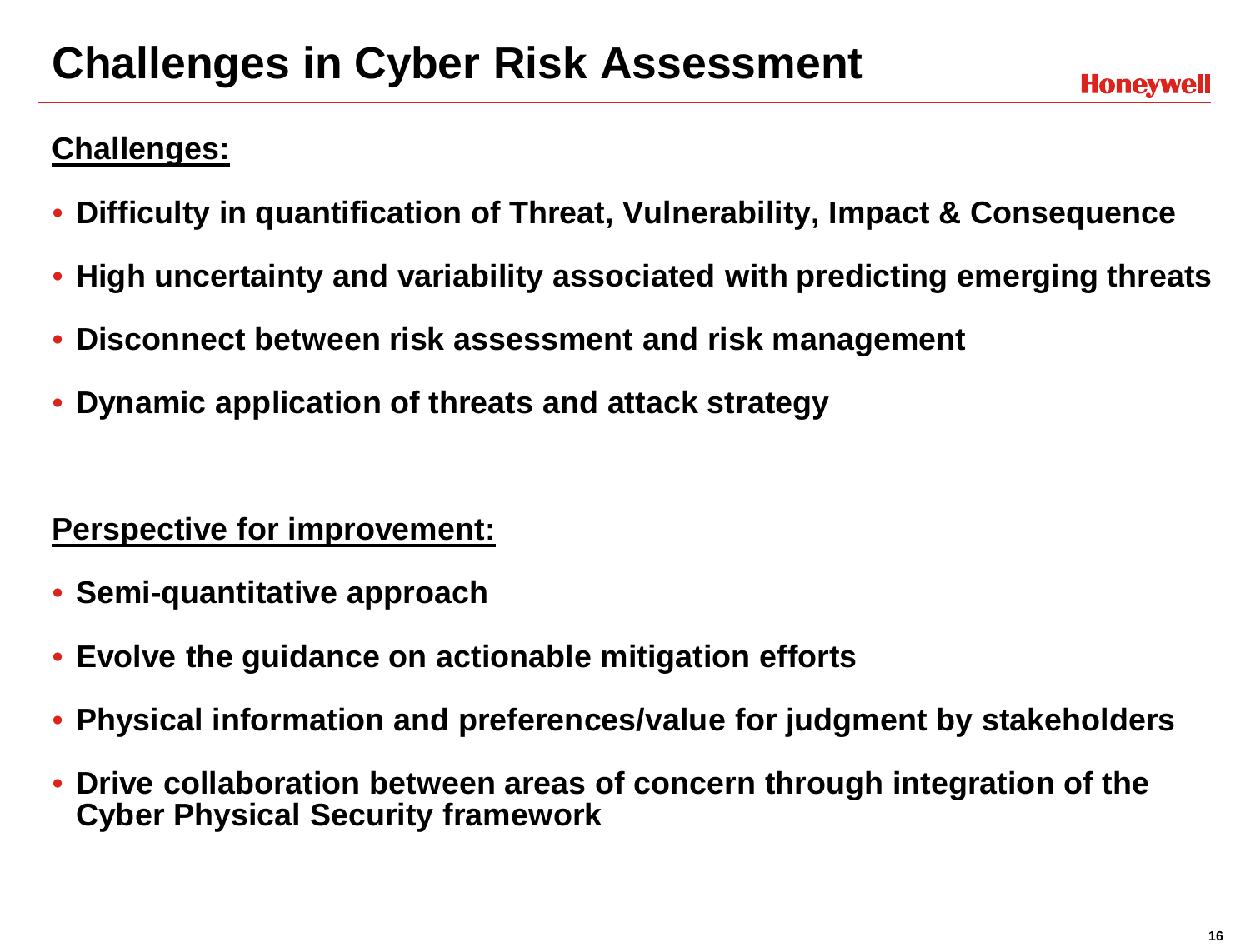# Challenges in Cyber Risk Assessment

**Challenges:**

- **Difficulty in quantification of Threat, Vulnerability, Impact & Consequence**
- **High uncertainty and variability associated with predicting emerging threats**
- **Disconnect between risk assessment and risk management**
- **Dynamic application of threats and attack strategy**

**Perspective for improvement:**

- **Semi-quantitative approach**
- **Evolve the guidance on actionable mitigation efforts**
- **Physical information and preferences/value for judgment by stakeholders**
- **Drive collaboration between areas of concern through integration of the Cyber Physical Security framework**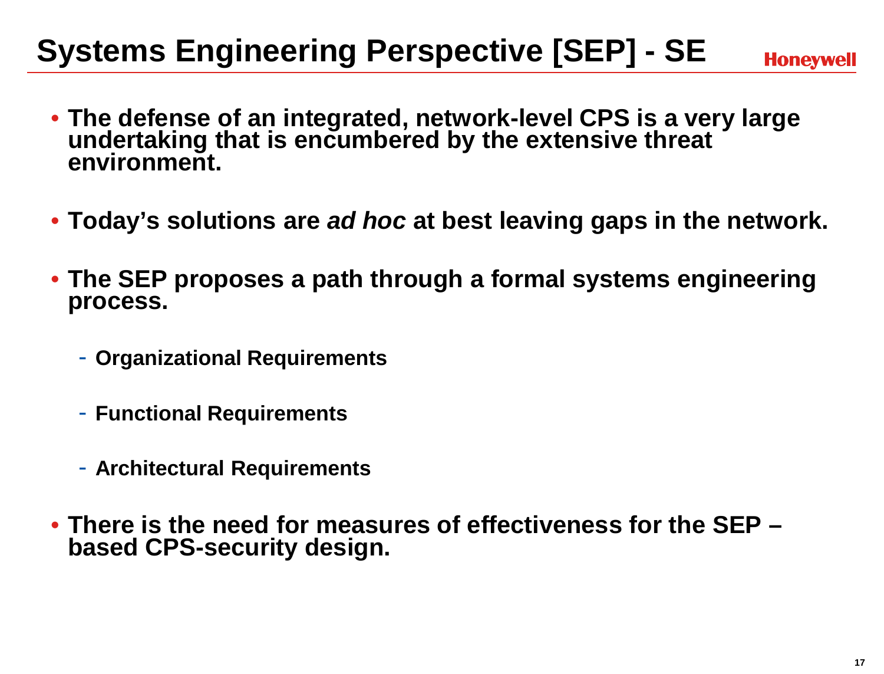# Systems Engineering Perspective [SEP] - SE

- **The defense of an integrated, network-level CPS is a very large undertaking that is encumbered by the extensive threat environment.**
- **Today's solutions are *ad hoc* at best leaving gaps in the network.**
- **The SEP proposes a path through a formal systems engineering process.**
  - **Organizational Requirements**
  - **Functional Requirements**
  - **Architectural Requirements**
- **There is the need for measures of effectiveness for the SEP – based CPS-security design.**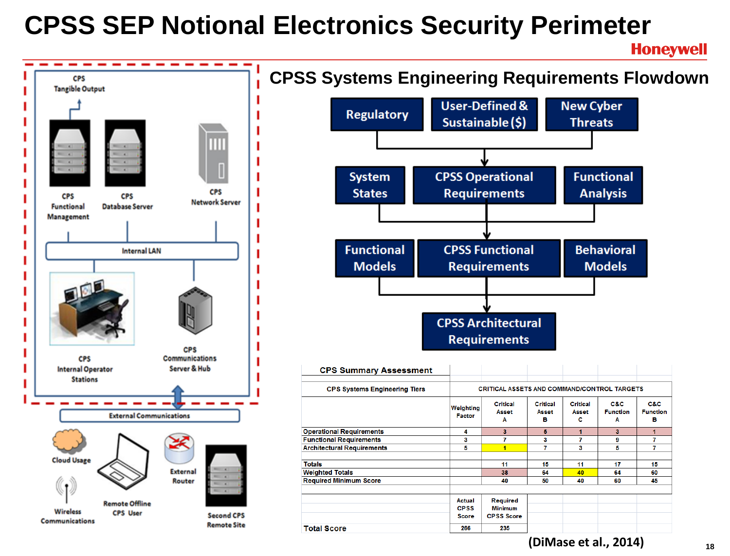# CPSS SEP Notional Electronics Security Perimeter

Honeywell

CPS Tangible Output

CPS Functional Management

CPS Database Server

CPS Network Server

Internal LAN

CPS Internal Operator Stations

CPS Communications Server & Hub

External Communications

Cloud Usage

Remote Offline CPS User

External Router

Second CPS Remote Site

Wireless Communications

## CPSS Systems Engineering Requirements Flowdown

Regulatory | User-Defined & Sustainable ($) | New Cyber Threats

↓

System States | CPSS Operational Requirements | Functional Analysis

↓

Functional Models | CPSS Functional Requirements | Behavioral Models

↓

CPSS Architectural Requirements

**CPS Summary Assessment**

| CPS Systems Engineering Tiers | CRITICAL ASSETS AND COMMAND/CONTROL TARGETS | | | | | |
|---|---|---|---|---|---|---|
| | Weighting Factor | Critical Asset A | Critical Asset B | Critical Asset C | C&C Function A | C&C Function B |
| Operational Requirements | 4 | 3 | 5 | 1 | 3 | 1 |
| Functional Requirements | 3 | 7 | 3 | 7 | 9 | 7 |
| Architectural Requirements | 5 | 1 | 7 | 3 | 5 | 7 |
| | | | | | | |
| Totals | | 11 | 15 | 11 | 17 | 15 |
| Weighted Totals | | 38 | 64 | 40 | 64 | 60 |
| Required Minimum Score | | 40 | 50 | 40 | 60 | 45 |
| | | | | | | |
| | Actual CPSS Score | Required Minimum CPSS Score | | | | |
| Total Score | 266 | 235 | | | | |

(DiMase et al., 2014)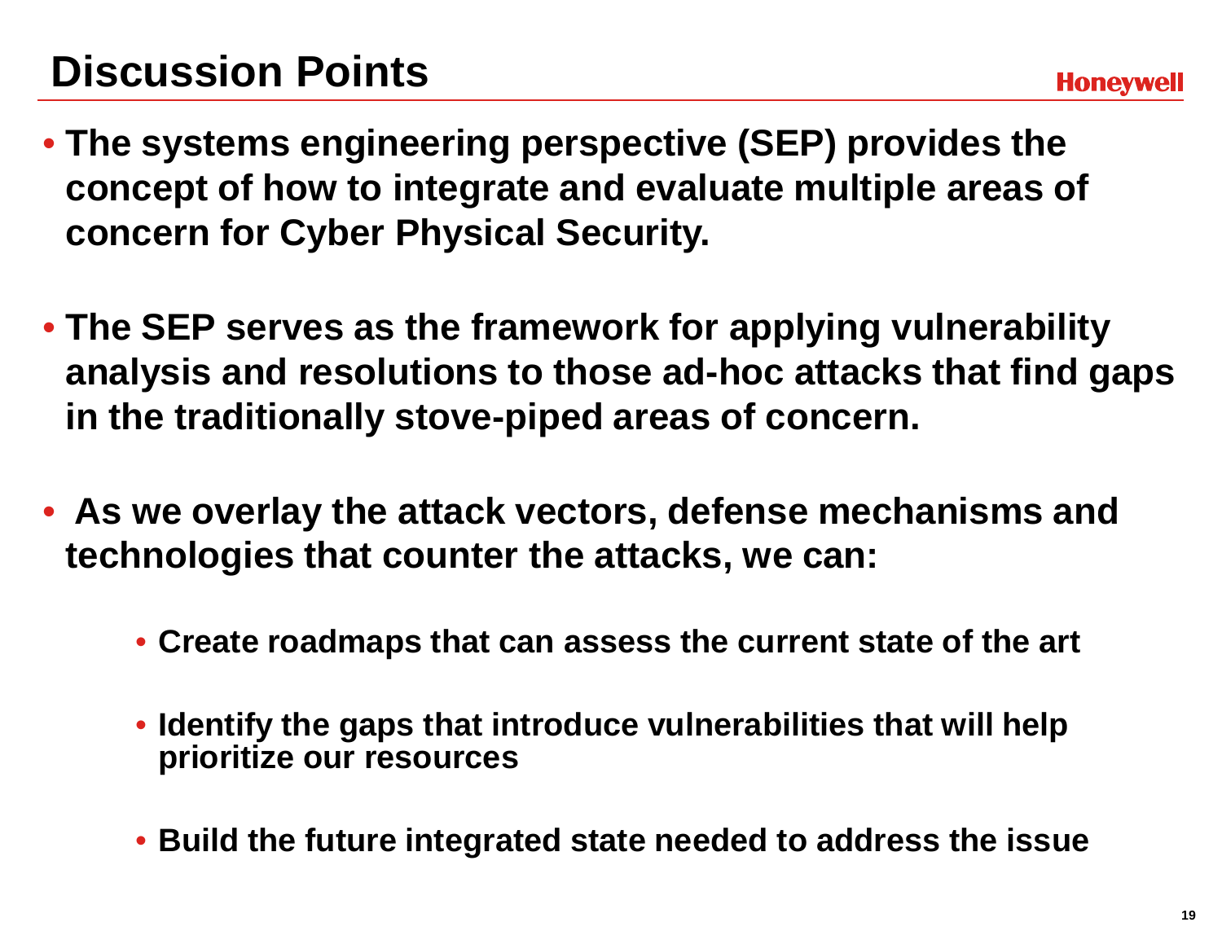# Discussion Points

- **The systems engineering perspective (SEP) provides the concept of how to integrate and evaluate multiple areas of concern for Cyber Physical Security.**

- **The SEP serves as the framework for applying vulnerability analysis and resolutions to those ad-hoc attacks that find gaps in the traditionally stove-piped areas of concern.**

- **As we overlay the attack vectors, defense mechanisms and technologies that counter the attacks, we can:**

  - **Create roadmaps that can assess the current state of the art**

  - **Identify the gaps that introduce vulnerabilities that will help prioritize our resources**

  - **Build the future integrated state needed to address the issue**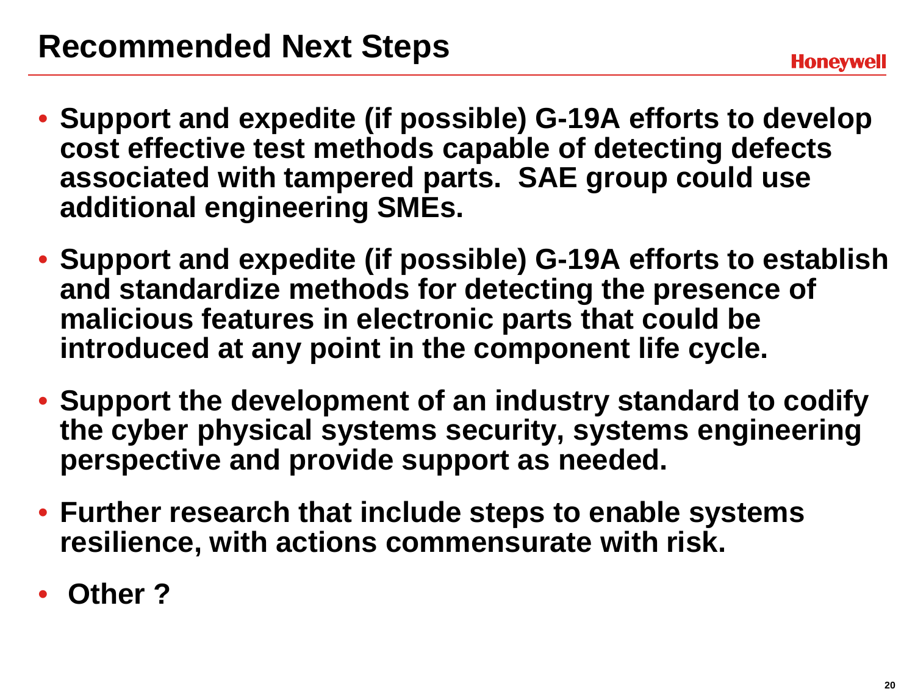# Recommended Next Steps

- **Support and expedite (if possible) G-19A efforts to develop cost effective test methods capable of detecting defects associated with tampered parts. SAE group could use additional engineering SMEs.**
- **Support and expedite (if possible) G-19A efforts to establish and standardize methods for detecting the presence of malicious features in electronic parts that could be introduced at any point in the component life cycle.**
- **Support the development of an industry standard to codify the cyber physical systems security, systems engineering perspective and provide support as needed.**
- **Further research that include steps to enable systems resilience, with actions commensurate with risk.**
- **Other ?**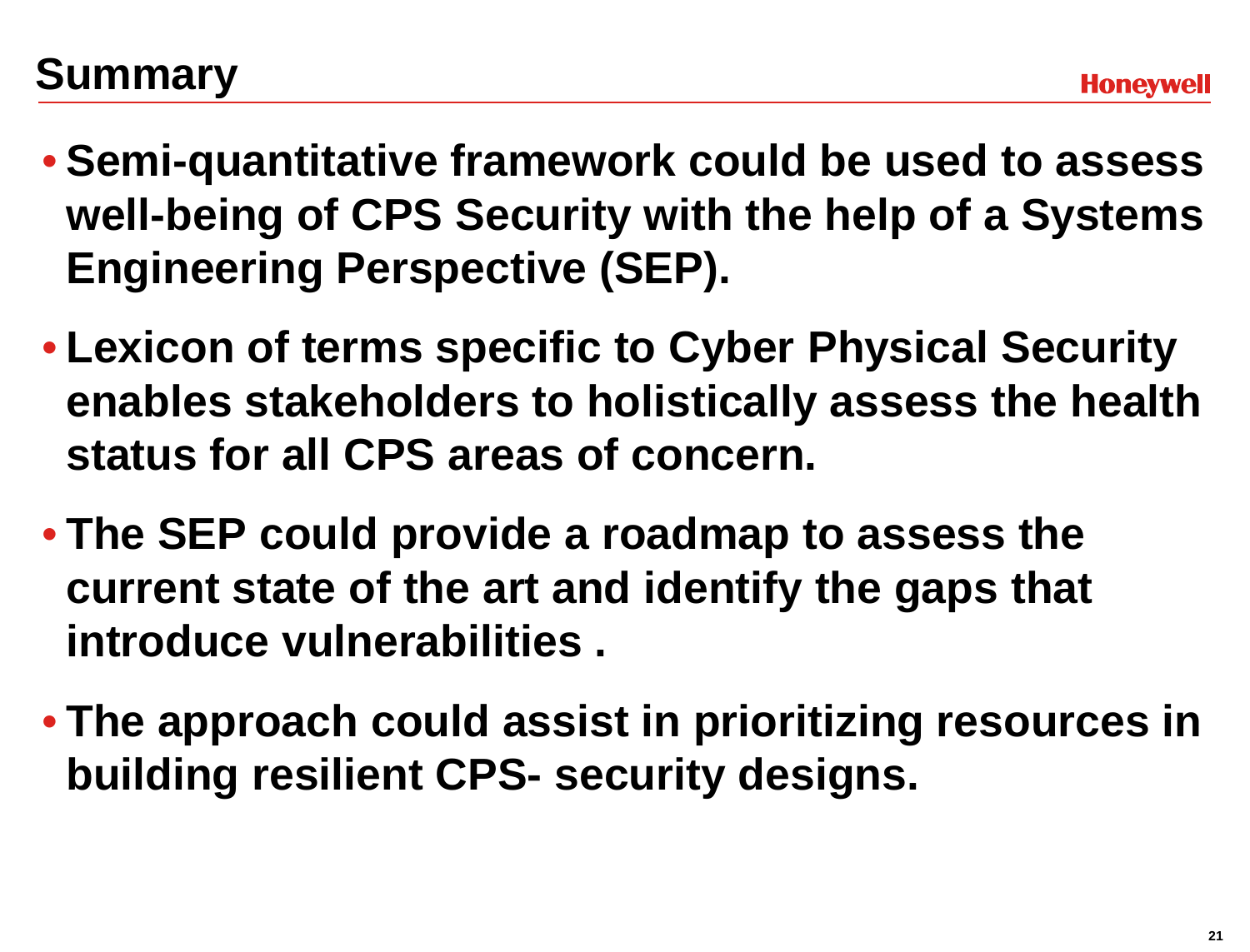# Summary

- **Semi-quantitative framework could be used to assess well-being of CPS Security with the help of a Systems Engineering Perspective (SEP).**
- **Lexicon of terms specific to Cyber Physical Security enables stakeholders to holistically assess the health status for all CPS areas of concern.**
- **The SEP could provide a roadmap to assess the current state of the art and identify the gaps that introduce vulnerabilities .**
- **The approach could assist in prioritizing resources in building resilient CPS- security designs.**